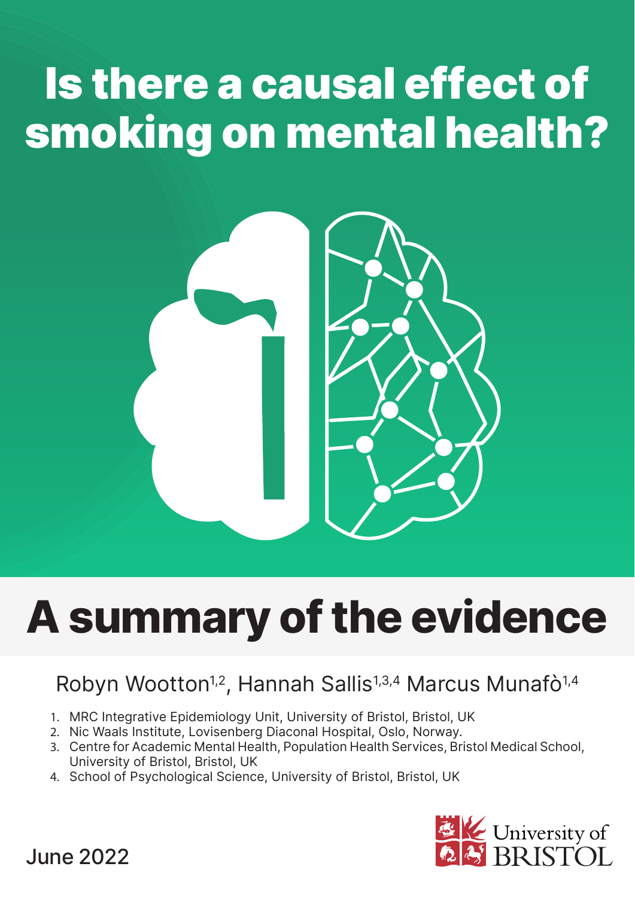# Is there a causal effect of smoking on mental health?

# A summary of the evidence

Robyn Wootton[1,2], Hannah Sallis[1,3,4] Marcus Munafò[1,4]

1. MRC Integrative Epidemiology Unit, University of Bristol, Bristol, UK
2. Nic Waals Institute, Lovisenberg Diaconal Hospital, Oslo, Norway.
3. Centre for Academic Mental Health, Population Health Services, Bristol Medical School, University of Bristol, Bristol, UK
4. School of Psychological Science, University of Bristol, Bristol, UK

June 2022

University of BRISTOL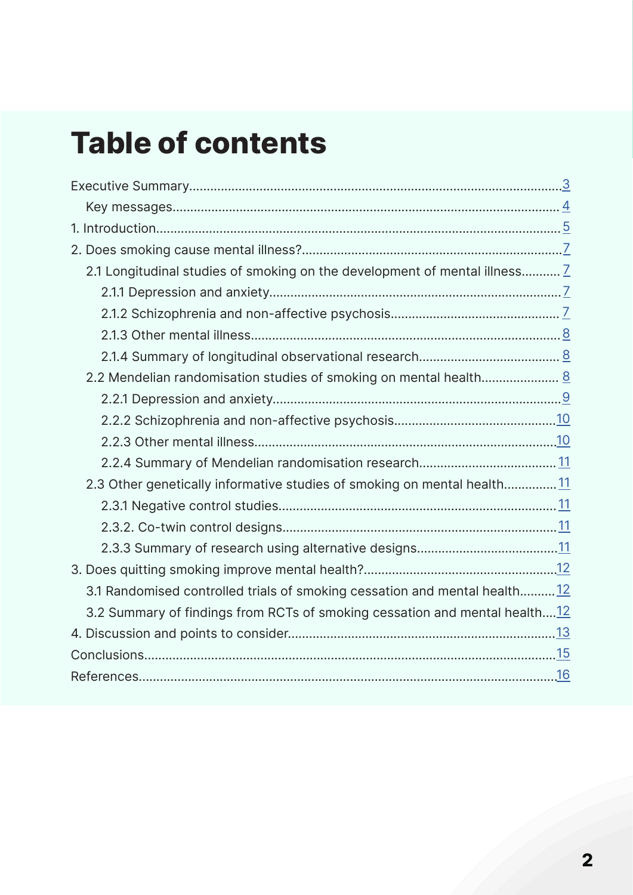# Table of contents

Executive Summary....3

Key messages....4

1. Introduction....5

2. Does smoking cause mental illness?....7

2.1 Longitudinal studies of smoking on the development of mental illness....7

2.1.1 Depression and anxiety....7

2.1.2 Schizophrenia and non-affective psychosis....7

2.1.3 Other mental illness....8

2.1.4 Summary of longitudinal observational research....8

2.2 Mendelian randomisation studies of smoking on mental health....8

2.2.1 Depression and anxiety....9

2.2.2 Schizophrenia and non-affective psychosis....10

2.2.3 Other mental illness....10

2.2.4 Summary of Mendelian randomisation research....11

2.3 Other genetically informative studies of smoking on mental health....11

2.3.1 Negative control studies....11

2.3.2. Co-twin control designs....11

2.3.3 Summary of research using alternative designs....11

3. Does quitting smoking improve mental health?....12

3.1 Randomised controlled trials of smoking cessation and mental health....12

3.2 Summary of findings from RCTs of smoking cessation and mental health....12

4. Discussion and points to consider....13

Conclusions....15

References....16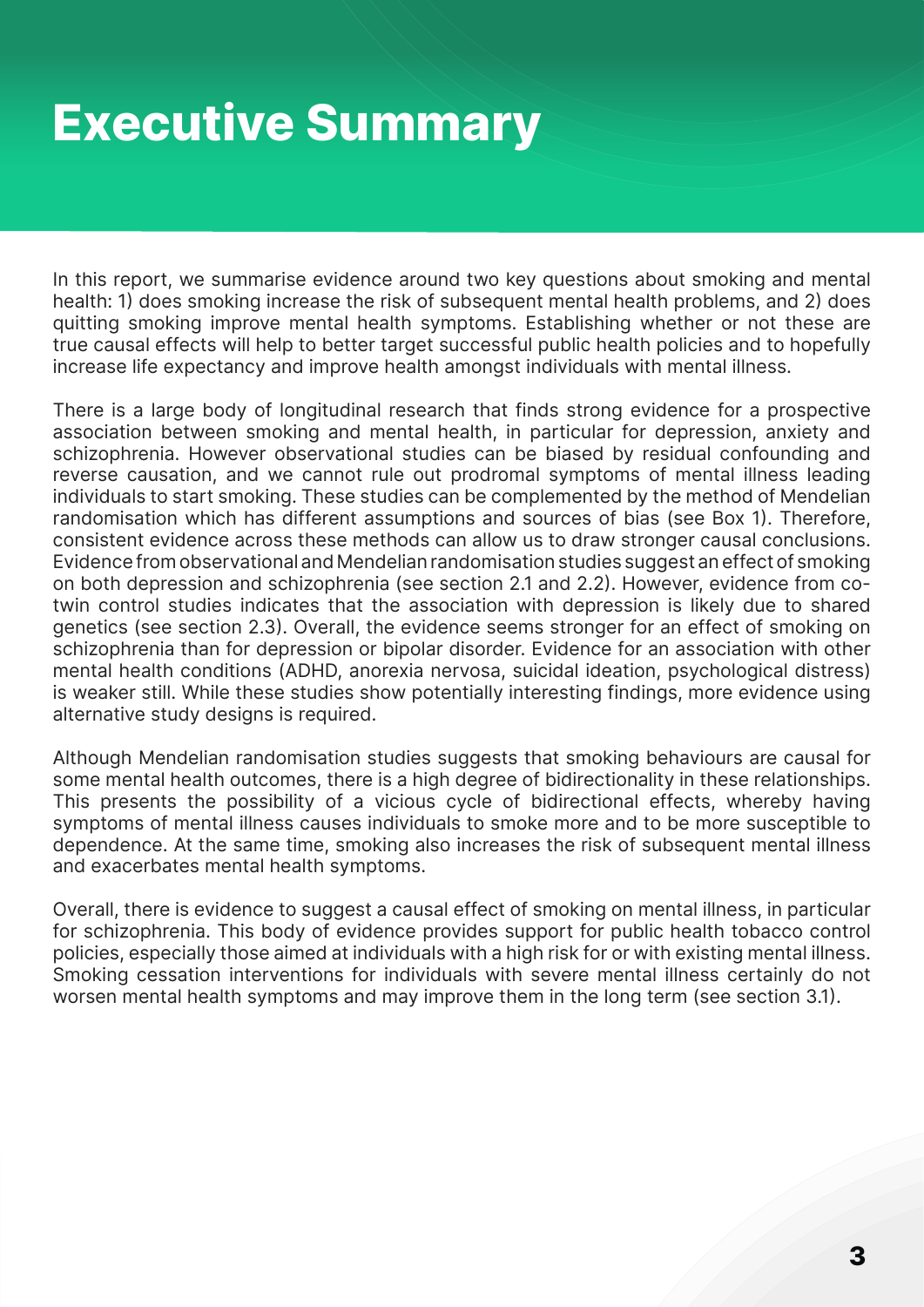# Executive Summary

In this report, we summarise evidence around two key questions about smoking and mental health: 1) does smoking increase the risk of subsequent mental health problems, and 2) does quitting smoking improve mental health symptoms. Establishing whether or not these are true causal effects will help to better target successful public health policies and to hopefully increase life expectancy and improve health amongst individuals with mental illness.

There is a large body of longitudinal research that finds strong evidence for a prospective association between smoking and mental health, in particular for depression, anxiety and schizophrenia. However observational studies can be biased by residual confounding and reverse causation, and we cannot rule out prodromal symptoms of mental illness leading individuals to start smoking. These studies can be complemented by the method of Mendelian randomisation which has different assumptions and sources of bias (see Box 1). Therefore, consistent evidence across these methods can allow us to draw stronger causal conclusions. Evidence from observational and Mendelian randomisation studies suggest an effect of smoking on both depression and schizophrenia (see section 2.1 and 2.2). However, evidence from co-twin control studies indicates that the association with depression is likely due to shared genetics (see section 2.3). Overall, the evidence seems stronger for an effect of smoking on schizophrenia than for depression or bipolar disorder. Evidence for an association with other mental health conditions (ADHD, anorexia nervosa, suicidal ideation, psychological distress) is weaker still. While these studies show potentially interesting findings, more evidence using alternative study designs is required.

Although Mendelian randomisation studies suggests that smoking behaviours are causal for some mental health outcomes, there is a high degree of bidirectionality in these relationships. This presents the possibility of a vicious cycle of bidirectional effects, whereby having symptoms of mental illness causes individuals to smoke more and to be more susceptible to dependence. At the same time, smoking also increases the risk of subsequent mental illness and exacerbates mental health symptoms.

Overall, there is evidence to suggest a causal effect of smoking on mental illness, in particular for schizophrenia. This body of evidence provides support for public health tobacco control policies, especially those aimed at individuals with a high risk for or with existing mental illness. Smoking cessation interventions for individuals with severe mental illness certainly do not worsen mental health symptoms and may improve them in the long term (see section 3.1).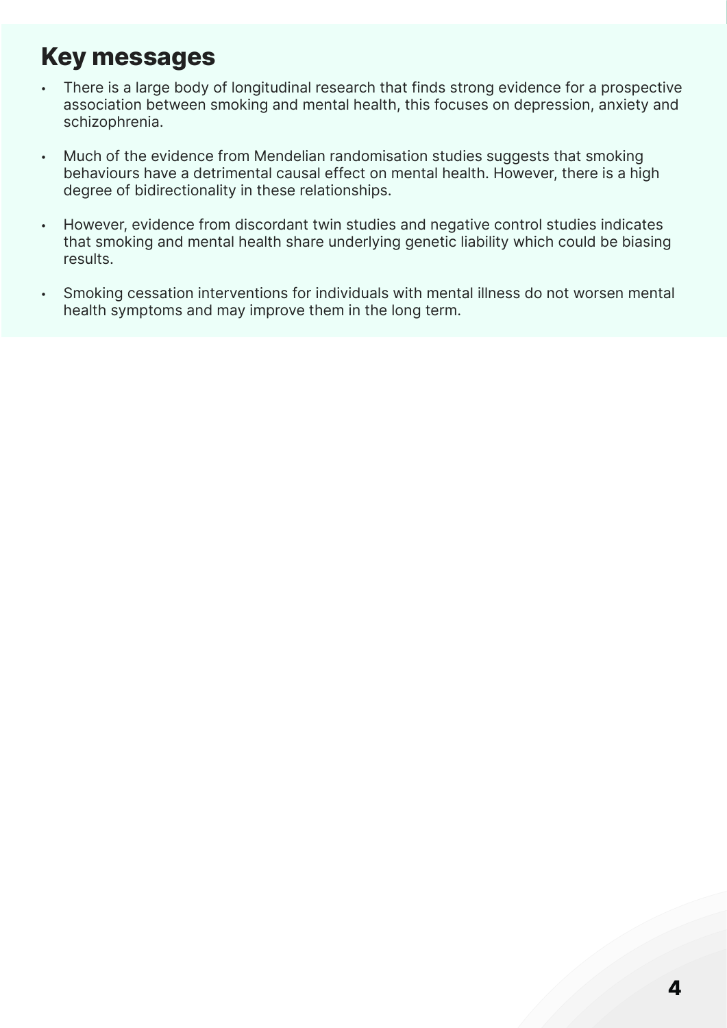## Key messages

- There is a large body of longitudinal research that finds strong evidence for a prospective association between smoking and mental health, this focuses on depression, anxiety and schizophrenia.
- Much of the evidence from Mendelian randomisation studies suggests that smoking behaviours have a detrimental causal effect on mental health. However, there is a high degree of bidirectionality in these relationships.
- However, evidence from discordant twin studies and negative control studies indicates that smoking and mental health share underlying genetic liability which could be biasing results.
- Smoking cessation interventions for individuals with mental illness do not worsen mental health symptoms and may improve them in the long term.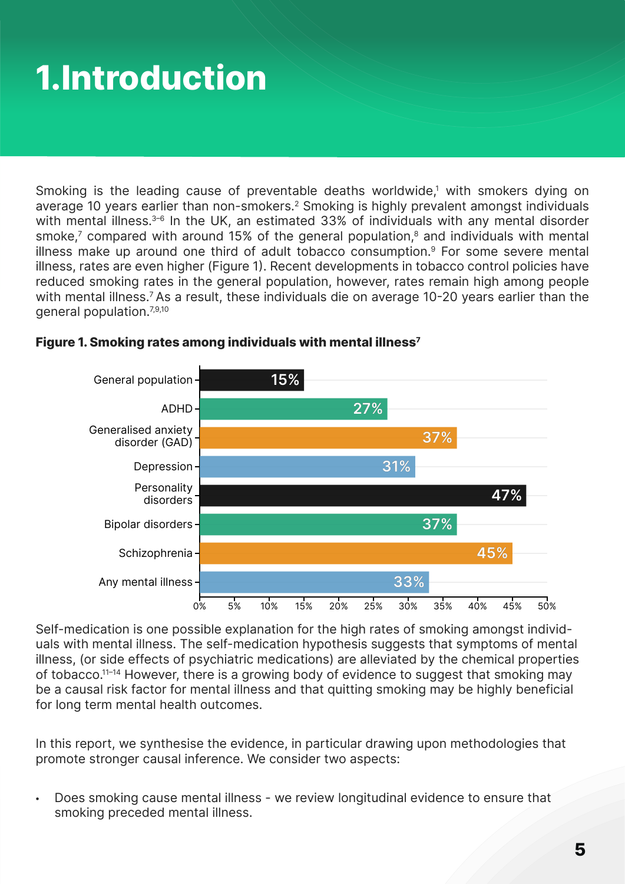# 1.Introduction

Smoking is the leading cause of preventable deaths worldwide,[1] with smokers dying on average 10 years earlier than non-smokers.[2] Smoking is highly prevalent amongst individuals with mental illness.[3–6] In the UK, an estimated 33% of individuals with any mental disorder smoke,[7] compared with around 15% of the general population,[8] and individuals with mental illness make up around one third of adult tobacco consumption.[9] For some severe mental illness, rates are even higher (Figure 1). Recent developments in tobacco control policies have reduced smoking rates in the general population, however, rates remain high among people with mental illness.[7] As a result, these individuals die on average 10-20 years earlier than the general population.[7,9,10]

**Figure 1. Smoking rates among individuals with mental illness[7]**

| Group | Smoking rate |
|---|---|
| General population | 15% |
| ADHD | 27% |
| Generalised anxiety disorder (GAD) | 37% |
| Depression | 31% |
| Personality disorders | 47% |
| Bipolar disorders | 37% |
| Schizophrenia | 45% |
| Any mental illness | 33% |

Self-medication is one possible explanation for the high rates of smoking amongst individuals with mental illness. The self-medication hypothesis suggests that symptoms of mental illness, (or side effects of psychiatric medications) are alleviated by the chemical properties of tobacco.[11–14] However, there is a growing body of evidence to suggest that smoking may be a causal risk factor for mental illness and that quitting smoking may be highly beneficial for long term mental health outcomes.

In this report, we synthesise the evidence, in particular drawing upon methodologies that promote stronger causal inference. We consider two aspects:

- Does smoking cause mental illness - we review longitudinal evidence to ensure that smoking preceded mental illness.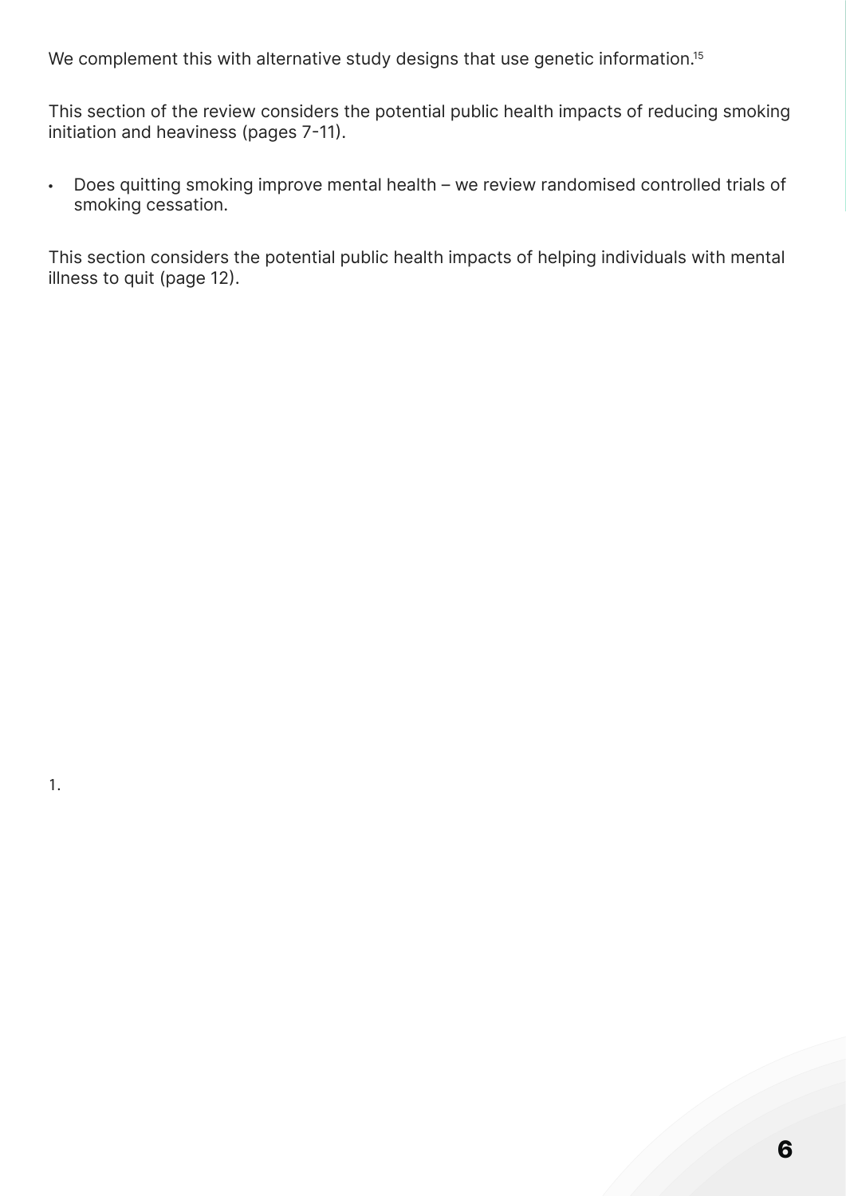We complement this with alternative study designs that use genetic information.[15]

This section of the review considers the potential public health impacts of reducing smoking initiation and heaviness (pages 7-11).

- Does quitting smoking improve mental health – we review randomised controlled trials of smoking cessation.

This section considers the potential public health impacts of helping individuals with mental illness to quit (page 12).

1.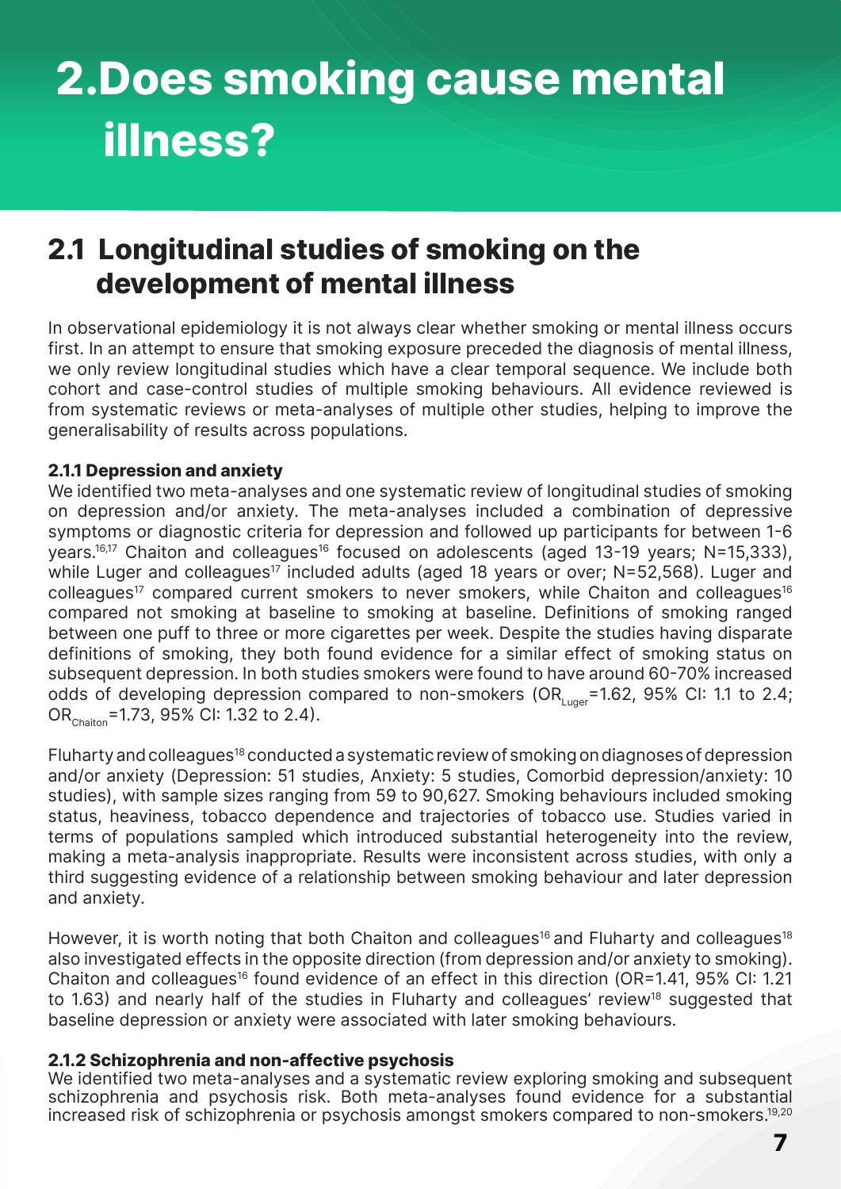# 2. Does smoking cause mental illness?

## 2.1 Longitudinal studies of smoking on the development of mental illness

In observational epidemiology it is not always clear whether smoking or mental illness occurs first. In an attempt to ensure that smoking exposure preceded the diagnosis of mental illness, we only review longitudinal studies which have a clear temporal sequence. We include both cohort and case-control studies of multiple smoking behaviours. All evidence reviewed is from systematic reviews or meta-analyses of multiple other studies, helping to improve the generalisability of results across populations.

### 2.1.1 Depression and anxiety

We identified two meta-analyses and one systematic review of longitudinal studies of smoking on depression and/or anxiety. The meta-analyses included a combination of depressive symptoms or diagnostic criteria for depression and followed up participants for between 1-6 years.[16,17] Chaiton and colleagues[16] focused on adolescents (aged 13-19 years; N=15,333), while Luger and colleagues[17] included adults (aged 18 years or over; N=52,568). Luger and colleagues[17] compared current smokers to never smokers, while Chaiton and colleagues[16] compared not smoking at baseline to smoking at baseline. Definitions of smoking ranged between one puff to three or more cigarettes per week. Despite the studies having disparate definitions of smoking, they both found evidence for a similar effect of smoking status on subsequent depression. In both studies smokers were found to have around 60-70% increased odds of developing depression compared to non-smokers ($OR_{Luger}$=1.62, 95% CI: 1.1 to 2.4; $OR_{Chaiton}$=1.73, 95% CI: 1.32 to 2.4).

Fluharty and colleagues[18] conducted a systematic review of smoking on diagnoses of depression and/or anxiety (Depression: 51 studies, Anxiety: 5 studies, Comorbid depression/anxiety: 10 studies), with sample sizes ranging from 59 to 90,627. Smoking behaviours included smoking status, heaviness, tobacco dependence and trajectories of tobacco use. Studies varied in terms of populations sampled which introduced substantial heterogeneity into the review, making a meta-analysis inappropriate. Results were inconsistent across studies, with only a third suggesting evidence of a relationship between smoking behaviour and later depression and anxiety.

However, it is worth noting that both Chaiton and colleagues[16] and Fluharty and colleagues[18] also investigated effects in the opposite direction (from depression and/or anxiety to smoking). Chaiton and colleagues[16] found evidence of an effect in this direction (OR=1.41, 95% CI: 1.21 to 1.63) and nearly half of the studies in Fluharty and colleagues' review[18] suggested that baseline depression or anxiety were associated with later smoking behaviours.

### 2.1.2 Schizophrenia and non-affective psychosis

We identified two meta-analyses and a systematic review exploring smoking and subsequent schizophrenia and psychosis risk. Both meta-analyses found evidence for a substantial increased risk of schizophrenia or psychosis amongst smokers compared to non-smokers.[19,20]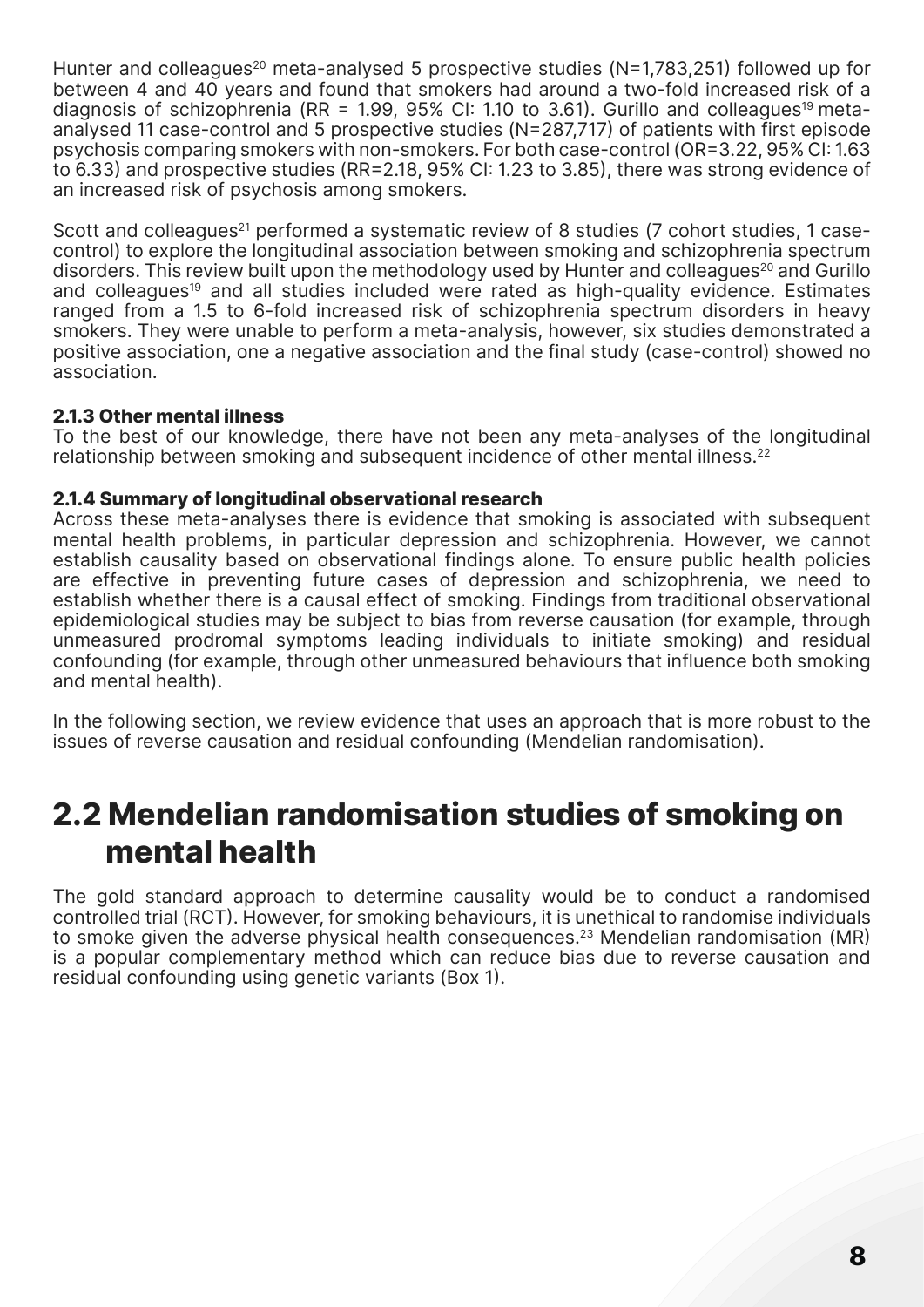Hunter and colleagues[20] meta-analysed 5 prospective studies (N=1,783,251) followed up for between 4 and 40 years and found that smokers had around a two-fold increased risk of a diagnosis of schizophrenia (RR = 1.99, 95% CI: 1.10 to 3.61). Gurillo and colleagues[19] meta-analysed 11 case-control and 5 prospective studies (N=287,717) of patients with first episode psychosis comparing smokers with non-smokers. For both case-control (OR=3.22, 95% CI: 1.63 to 6.33) and prospective studies (RR=2.18, 95% CI: 1.23 to 3.85), there was strong evidence of an increased risk of psychosis among smokers.

Scott and colleagues[21] performed a systematic review of 8 studies (7 cohort studies, 1 case-control) to explore the longitudinal association between smoking and schizophrenia spectrum disorders. This review built upon the methodology used by Hunter and colleagues[20] and Gurillo and colleagues[19] and all studies included were rated as high-quality evidence. Estimates ranged from a 1.5 to 6-fold increased risk of schizophrenia spectrum disorders in heavy smokers. They were unable to perform a meta-analysis, however, six studies demonstrated a positive association, one a negative association and the final study (case-control) showed no association.

### 2.1.3 Other mental illness

To the best of our knowledge, there have not been any meta-analyses of the longitudinal relationship between smoking and subsequent incidence of other mental illness.[22]

### 2.1.4 Summary of longitudinal observational research

Across these meta-analyses there is evidence that smoking is associated with subsequent mental health problems, in particular depression and schizophrenia. However, we cannot establish causality based on observational findings alone. To ensure public health policies are effective in preventing future cases of depression and schizophrenia, we need to establish whether there is a causal effect of smoking. Findings from traditional observational epidemiological studies may be subject to bias from reverse causation (for example, through unmeasured prodromal symptoms leading individuals to initiate smoking) and residual confounding (for example, through other unmeasured behaviours that influence both smoking and mental health).

In the following section, we review evidence that uses an approach that is more robust to the issues of reverse causation and residual confounding (Mendelian randomisation).

## 2.2 Mendelian randomisation studies of smoking on mental health

The gold standard approach to determine causality would be to conduct a randomised controlled trial (RCT). However, for smoking behaviours, it is unethical to randomise individuals to smoke given the adverse physical health consequences.[23] Mendelian randomisation (MR) is a popular complementary method which can reduce bias due to reverse causation and residual confounding using genetic variants (Box 1).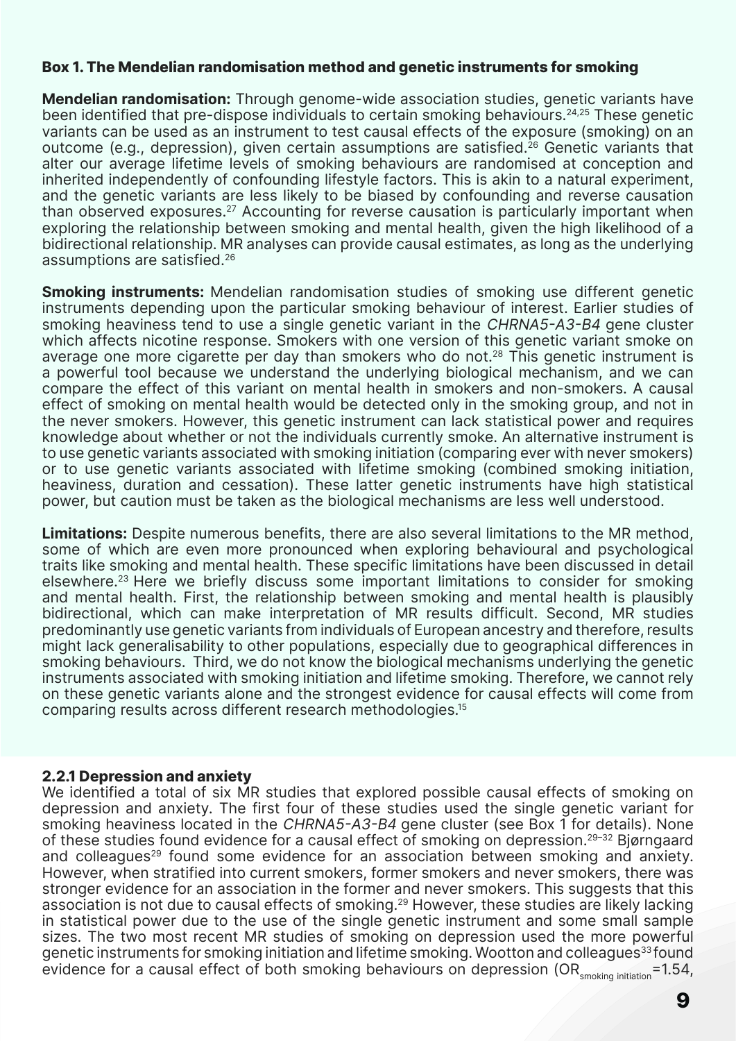### Box 1. The Mendelian randomisation method and genetic instruments for smoking

**Mendelian randomisation:** Through genome-wide association studies, genetic variants have been identified that pre-dispose individuals to certain smoking behaviours.[24,25] These genetic variants can be used as an instrument to test causal effects of the exposure (smoking) on an outcome (e.g., depression), given certain assumptions are satisfied.[26] Genetic variants that alter our average lifetime levels of smoking behaviours are randomised at conception and inherited independently of confounding lifestyle factors. This is akin to a natural experiment, and the genetic variants are less likely to be biased by confounding and reverse causation than observed exposures.[27] Accounting for reverse causation is particularly important when exploring the relationship between smoking and mental health, given the high likelihood of a bidirectional relationship. MR analyses can provide causal estimates, as long as the underlying assumptions are satisfied.[26]

**Smoking instruments:** Mendelian randomisation studies of smoking use different genetic instruments depending upon the particular smoking behaviour of interest. Earlier studies of smoking heaviness tend to use a single genetic variant in the *CHRNA5-A3-B4* gene cluster which affects nicotine response. Smokers with one version of this genetic variant smoke on average one more cigarette per day than smokers who do not.[28] This genetic instrument is a powerful tool because we understand the underlying biological mechanism, and we can compare the effect of this variant on mental health in smokers and non-smokers. A causal effect of smoking on mental health would be detected only in the smoking group, and not in the never smokers. However, this genetic instrument can lack statistical power and requires knowledge about whether or not the individuals currently smoke. An alternative instrument is to use genetic variants associated with smoking initiation (comparing ever with never smokers) or to use genetic variants associated with lifetime smoking (combined smoking initiation, heaviness, duration and cessation). These latter genetic instruments have high statistical power, but caution must be taken as the biological mechanisms are less well understood.

**Limitations:** Despite numerous benefits, there are also several limitations to the MR method, some of which are even more pronounced when exploring behavioural and psychological traits like smoking and mental health. These specific limitations have been discussed in detail elsewhere.[23] Here we briefly discuss some important limitations to consider for smoking and mental health. First, the relationship between smoking and mental health is plausibly bidirectional, which can make interpretation of MR results difficult. Second, MR studies predominantly use genetic variants from individuals of European ancestry and therefore, results might lack generalisability to other populations, especially due to geographical differences in smoking behaviours. Third, we do not know the biological mechanisms underlying the genetic instruments associated with smoking initiation and lifetime smoking. Therefore, we cannot rely on these genetic variants alone and the strongest evidence for causal effects will come from comparing results across different research methodologies.[15]

### 2.2.1 Depression and anxiety

We identified a total of six MR studies that explored possible causal effects of smoking on depression and anxiety. The first four of these studies used the single genetic variant for smoking heaviness located in the *CHRNA5-A3-B4* gene cluster (see Box 1 for details). None of these studies found evidence for a causal effect of smoking on depression.[29–32] Bjørngaard and colleagues[29] found some evidence for an association between smoking and anxiety. However, when stratified into current smokers, former smokers and never smokers, there was stronger evidence for an association in the former and never smokers. This suggests that this association is not due to causal effects of smoking.[29] However, these studies are likely lacking in statistical power due to the use of the single genetic instrument and some small sample sizes. The two most recent MR studies of smoking on depression used the more powerful genetic instruments for smoking initiation and lifetime smoking. Wootton and colleagues[33] found evidence for a causal effect of both smoking behaviours on depression ($OR_{smoking\ initiation}$=1.54,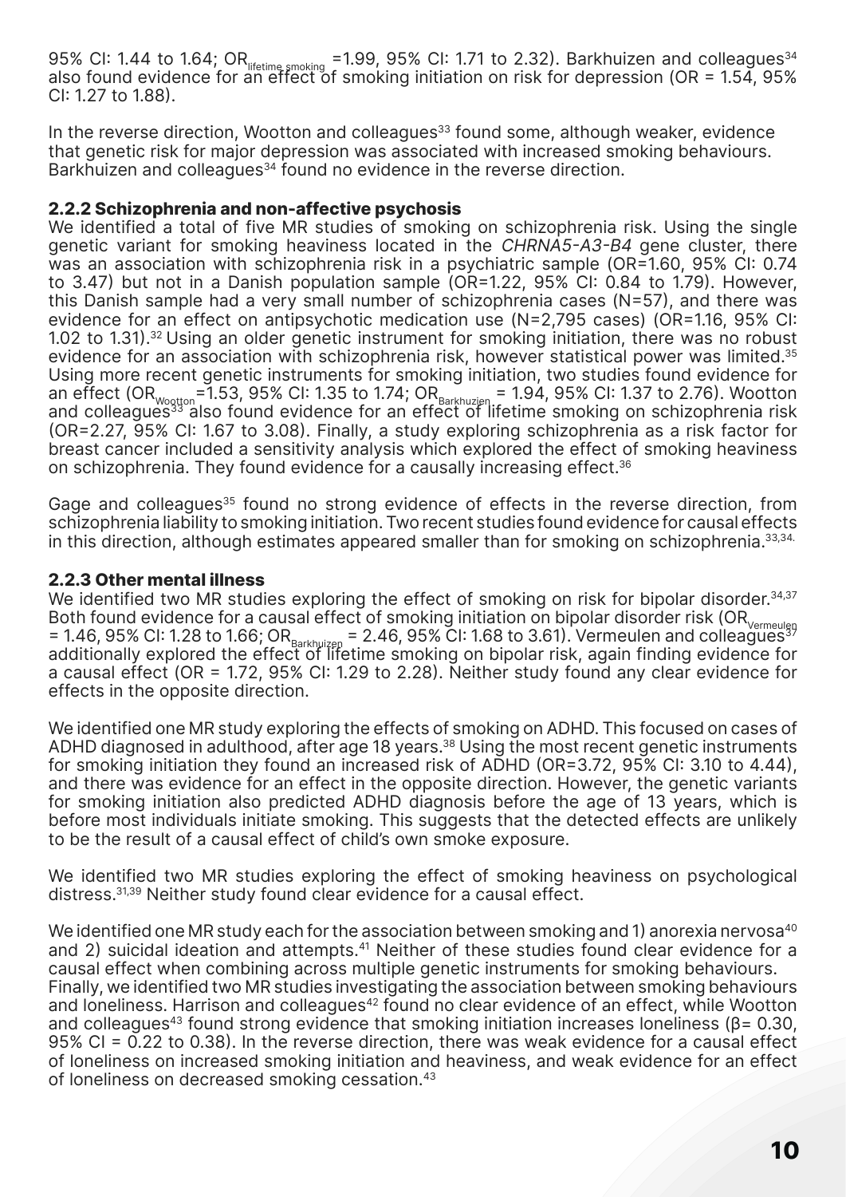95% CI: 1.44 to 1.64; $OR_{lifetime\ smoking}$ =1.99, 95% CI: 1.71 to 2.32). Barkhuizen and colleagues[34] also found evidence for an effect of smoking initiation on risk for depression (OR = 1.54, 95% CI: 1.27 to 1.88).

In the reverse direction, Wootton and colleagues[33] found some, although weaker, evidence that genetic risk for major depression was associated with increased smoking behaviours. Barkhuizen and colleagues[34] found no evidence in the reverse direction.

### 2.2.2 Schizophrenia and non-affective psychosis

We identified a total of five MR studies of smoking on schizophrenia risk. Using the single genetic variant for smoking heaviness located in the *CHRNA5-A3-B4* gene cluster, there was an association with schizophrenia risk in a psychiatric sample (OR=1.60, 95% CI: 0.74 to 3.47) but not in a Danish population sample (OR=1.22, 95% CI: 0.84 to 1.79). However, this Danish sample had a very small number of schizophrenia cases (N=57), and there was evidence for an effect on antipsychotic medication use (N=2,795 cases) (OR=1.16, 95% CI: 1.02 to 1.31).[32] Using an older genetic instrument for smoking initiation, there was no robust evidence for an association with schizophrenia risk, however statistical power was limited.[35] Using more recent genetic instruments for smoking initiation, two studies found evidence for an effect ($OR_{Wootton}$=1.53, 95% CI: 1.35 to 1.74; $OR_{Barkhuzien}$ = 1.94, 95% CI: 1.37 to 2.76). Wootton and colleagues[33] also found evidence for an effect of lifetime smoking on schizophrenia risk (OR=2.27, 95% CI: 1.67 to 3.08). Finally, a study exploring schizophrenia as a risk factor for breast cancer included a sensitivity analysis which explored the effect of smoking heaviness on schizophrenia. They found evidence for a causally increasing effect.[36]

Gage and colleagues[35] found no strong evidence of effects in the reverse direction, from schizophrenia liability to smoking initiation. Two recent studies found evidence for causal effects in this direction, although estimates appeared smaller than for smoking on schizophrenia.[33,34]

### 2.2.3 Other mental illness

We identified two MR studies exploring the effect of smoking on risk for bipolar disorder.[34,37] Both found evidence for a causal effect of smoking initiation on bipolar disorder risk ($OR_{Vermeulen}$ = 1.46, 95% CI: 1.28 to 1.66; $OR_{Barkhuizen}$ = 2.46, 95% CI: 1.68 to 3.61). Vermeulen and colleagues[37] additionally explored the effect of lifetime smoking on bipolar risk, again finding evidence for a causal effect (OR = 1.72, 95% CI: 1.29 to 2.28). Neither study found any clear evidence for effects in the opposite direction.

We identified one MR study exploring the effects of smoking on ADHD. This focused on cases of ADHD diagnosed in adulthood, after age 18 years.[38] Using the most recent genetic instruments for smoking initiation they found an increased risk of ADHD (OR=3.72, 95% CI: 3.10 to 4.44), and there was evidence for an effect in the opposite direction. However, the genetic variants for smoking initiation also predicted ADHD diagnosis before the age of 13 years, which is before most individuals initiate smoking. This suggests that the detected effects are unlikely to be the result of a causal effect of child's own smoke exposure.

We identified two MR studies exploring the effect of smoking heaviness on psychological distress.[31,39] Neither study found clear evidence for a causal effect.

We identified one MR study each for the association between smoking and 1) anorexia nervosa[40] and 2) suicidal ideation and attempts.[41] Neither of these studies found clear evidence for a causal effect when combining across multiple genetic instruments for smoking behaviours.
Finally, we identified two MR studies investigating the association between smoking behaviours and loneliness. Harrison and colleagues[42] found no clear evidence of an effect, while Wootton and colleagues[43] found strong evidence that smoking initiation increases loneliness ($\beta$= 0.30, 95% CI = 0.22 to 0.38). In the reverse direction, there was weak evidence for a causal effect of loneliness on increased smoking initiation and heaviness, and weak evidence for an effect of loneliness on decreased smoking cessation.[43]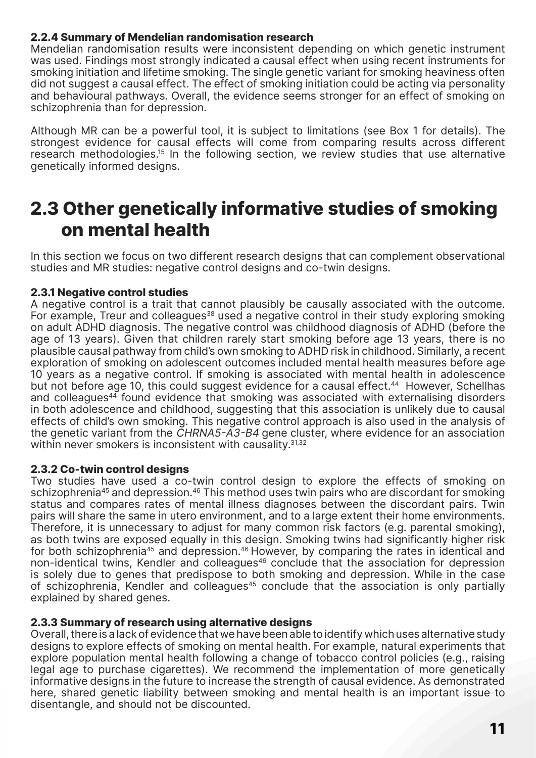### 2.2.4 Summary of Mendelian randomisation research

Mendelian randomisation results were inconsistent depending on which genetic instrument was used. Findings most strongly indicated a causal effect when using recent instruments for smoking initiation and lifetime smoking. The single genetic variant for smoking heaviness often did not suggest a causal effect. The effect of smoking initiation could be acting via personality and behavioural pathways. Overall, the evidence seems stronger for an effect of smoking on schizophrenia than for depression.

Although MR can be a powerful tool, it is subject to limitations (see Box 1 for details). The strongest evidence for causal effects will come from comparing results across different research methodologies.[15] In the following section, we review studies that use alternative genetically informed designs.

## 2.3 Other genetically informative studies of smoking on mental health

In this section we focus on two different research designs that can complement observational studies and MR studies: negative control designs and co-twin designs.

### 2.3.1 Negative control studies

A negative control is a trait that cannot plausibly be causally associated with the outcome. For example, Treur and colleagues[38] used a negative control in their study exploring smoking on adult ADHD diagnosis. The negative control was childhood diagnosis of ADHD (before the age of 13 years). Given that children rarely start smoking before age 13 years, there is no plausible causal pathway from child's own smoking to ADHD risk in childhood. Similarly, a recent exploration of smoking on adolescent outcomes included mental health measures before age 10 years as a negative control. If smoking is associated with mental health in adolescence but not before age 10, this could suggest evidence for a causal effect.[44] However, Schellhas and colleagues[44] found evidence that smoking was associated with externalising disorders in both adolescence and childhood, suggesting that this association is unlikely due to causal effects of child's own smoking. This negative control approach is also used in the analysis of the genetic variant from the *CHRNA5-A3-B4* gene cluster, where evidence for an association within never smokers is inconsistent with causality.[31,32]

### 2.3.2 Co-twin control designs

Two studies have used a co-twin control design to explore the effects of smoking on schizophrenia[45] and depression.[46] This method uses twin pairs who are discordant for smoking status and compares rates of mental illness diagnoses between the discordant pairs. Twin pairs will share the same in utero environment, and to a large extent their home environments. Therefore, it is unnecessary to adjust for many common risk factors (e.g. parental smoking), as both twins are exposed equally in this design. Smoking twins had significantly higher risk for both schizophrenia[45] and depression.[46] However, by comparing the rates in identical and non-identical twins, Kendler and colleagues[46] conclude that the association for depression is solely due to genes that predispose to both smoking and depression. While in the case of schizophrenia, Kendler and colleagues[45] conclude that the association is only partially explained by shared genes.

### 2.3.3 Summary of research using alternative designs

Overall, there is a lack of evidence that we have been able to identify which uses alternative study designs to explore effects of smoking on mental health. For example, natural experiments that explore population mental health following a change of tobacco control policies (e.g., raising legal age to purchase cigarettes). We recommend the implementation of more genetically informative designs in the future to increase the strength of causal evidence. As demonstrated here, shared genetic liability between smoking and mental health is an important issue to disentangle, and should not be discounted.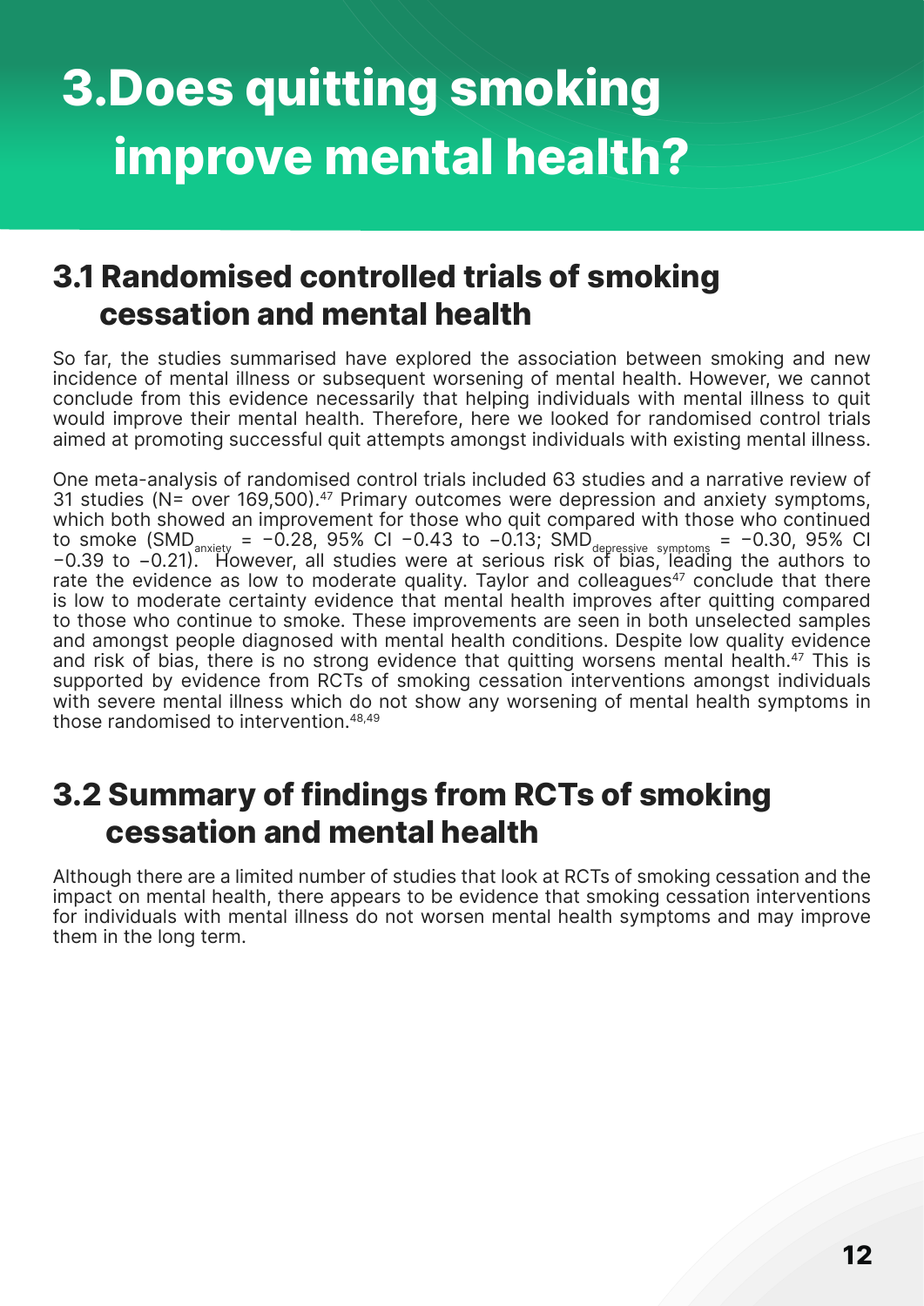# 3. Does quitting smoking improve mental health?

## 3.1 Randomised controlled trials of smoking cessation and mental health

So far, the studies summarised have explored the association between smoking and new incidence of mental illness or subsequent worsening of mental health. However, we cannot conclude from this evidence necessarily that helping individuals with mental illness to quit would improve their mental health. Therefore, here we looked for randomised control trials aimed at promoting successful quit attempts amongst individuals with existing mental illness.

One meta-analysis of randomised control trials included 63 studies and a narrative review of 31 studies (N= over 169,500).[47] Primary outcomes were depression and anxiety symptoms, which both showed an improvement for those who quit compared with those who continued to smoke ($SMD_{anxiety} = -0.28$, 95% CI −0.43 to −0.13; $SMD_{depressive\ symptoms} = -0.30$, 95% CI −0.39 to −0.21). However, all studies were at serious risk of bias, leading the authors to rate the evidence as low to moderate quality. Taylor and colleagues[47] conclude that there is low to moderate certainty evidence that mental health improves after quitting compared to those who continue to smoke. These improvements are seen in both unselected samples and amongst people diagnosed with mental health conditions. Despite low quality evidence and risk of bias, there is no strong evidence that quitting worsens mental health.[47] This is supported by evidence from RCTs of smoking cessation interventions amongst individuals with severe mental illness which do not show any worsening of mental health symptoms in those randomised to intervention.[48,49]

## 3.2 Summary of findings from RCTs of smoking cessation and mental health

Although there are a limited number of studies that look at RCTs of smoking cessation and the impact on mental health, there appears to be evidence that smoking cessation interventions for individuals with mental illness do not worsen mental health symptoms and may improve them in the long term.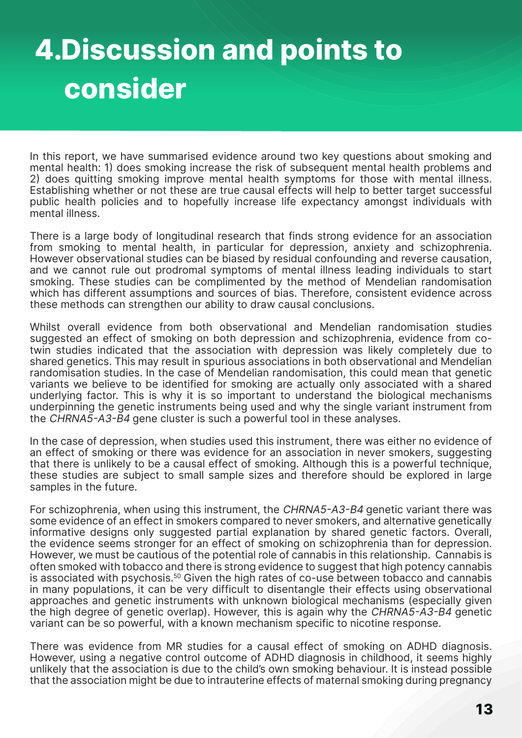# 4.Discussion and points to consider

In this report, we have summarised evidence around two key questions about smoking and mental health: 1) does smoking increase the risk of subsequent mental health problems and 2) does quitting smoking improve mental health symptoms for those with mental illness. Establishing whether or not these are true causal effects will help to better target successful public health policies and to hopefully increase life expectancy amongst individuals with mental illness.

There is a large body of longitudinal research that finds strong evidence for an association from smoking to mental health, in particular for depression, anxiety and schizophrenia. However observational studies can be biased by residual confounding and reverse causation, and we cannot rule out prodromal symptoms of mental illness leading individuals to start smoking. These studies can be complimented by the method of Mendelian randomisation which has different assumptions and sources of bias. Therefore, consistent evidence across these methods can strengthen our ability to draw causal conclusions.

Whilst overall evidence from both observational and Mendelian randomisation studies suggested an effect of smoking on both depression and schizophrenia, evidence from co-twin studies indicated that the association with depression was likely completely due to shared genetics. This may result in spurious associations in both observational and Mendelian randomisation studies. In the case of Mendelian randomisation, this could mean that genetic variants we believe to be identified for smoking are actually only associated with a shared underlying factor. This is why it is so important to understand the biological mechanisms underpinning the genetic instruments being used and why the single variant instrument from the *CHRNA5-A3-B4* gene cluster is such a powerful tool in these analyses.

In the case of depression, when studies used this instrument, there was either no evidence of an effect of smoking or there was evidence for an association in never smokers, suggesting that there is unlikely to be a causal effect of smoking. Although this is a powerful technique, these studies are subject to small sample sizes and therefore should be explored in large samples in the future.

For schizophrenia, when using this instrument, the *CHRNA5-A3-B4* genetic variant there was some evidence of an effect in smokers compared to never smokers, and alternative genetically informative designs only suggested partial explanation by shared genetic factors. Overall, the evidence seems stronger for an effect of smoking on schizophrenia than for depression. However, we must be cautious of the potential role of cannabis in this relationship. Cannabis is often smoked with tobacco and there is strong evidence to suggest that high potency cannabis is associated with psychosis.[50] Given the high rates of co-use between tobacco and cannabis in many populations, it can be very difficult to disentangle their effects using observational approaches and genetic instruments with unknown biological mechanisms (especially given the high degree of genetic overlap). However, this is again why the *CHRNA5-A3-B4* genetic variant can be so powerful, with a known mechanism specific to nicotine response.

There was evidence from MR studies for a causal effect of smoking on ADHD diagnosis. However, using a negative control outcome of ADHD diagnosis in childhood, it seems highly unlikely that the association is due to the child's own smoking behaviour. It is instead possible that the association might be due to intrauterine effects of maternal smoking during pregnancy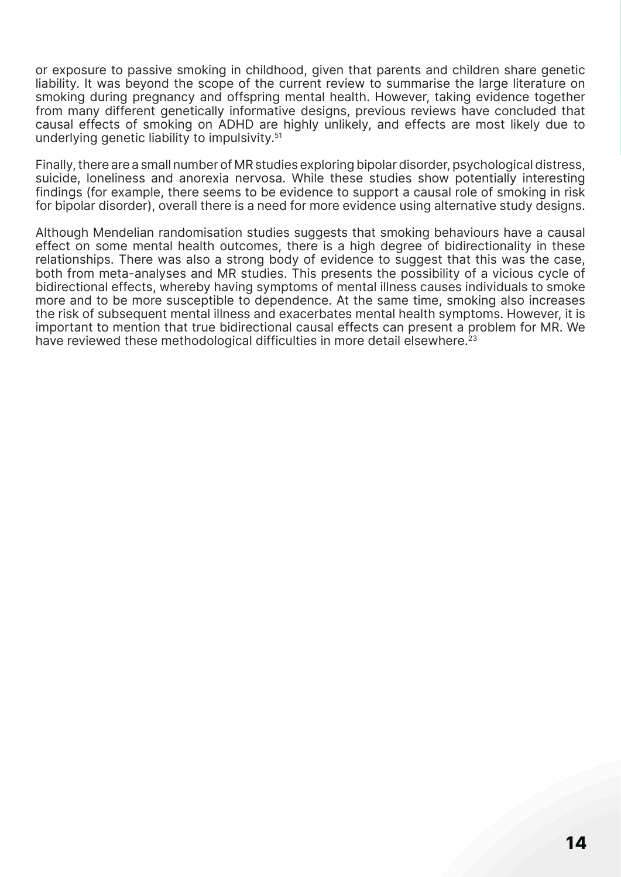or exposure to passive smoking in childhood, given that parents and children share genetic liability. It was beyond the scope of the current review to summarise the large literature on smoking during pregnancy and offspring mental health. However, taking evidence together from many different genetically informative designs, previous reviews have concluded that causal effects of smoking on ADHD are highly unlikely, and effects are most likely due to underlying genetic liability to impulsivity.[51]

Finally, there are a small number of MR studies exploring bipolar disorder, psychological distress, suicide, loneliness and anorexia nervosa. While these studies show potentially interesting findings (for example, there seems to be evidence to support a causal role of smoking in risk for bipolar disorder), overall there is a need for more evidence using alternative study designs.

Although Mendelian randomisation studies suggests that smoking behaviours have a causal effect on some mental health outcomes, there is a high degree of bidirectionality in these relationships. There was also a strong body of evidence to suggest that this was the case, both from meta-analyses and MR studies. This presents the possibility of a vicious cycle of bidirectional effects, whereby having symptoms of mental illness causes individuals to smoke more and to be more susceptible to dependence. At the same time, smoking also increases the risk of subsequent mental illness and exacerbates mental health symptoms. However, it is important to mention that true bidirectional causal effects can present a problem for MR. We have reviewed these methodological difficulties in more detail elsewhere.[23]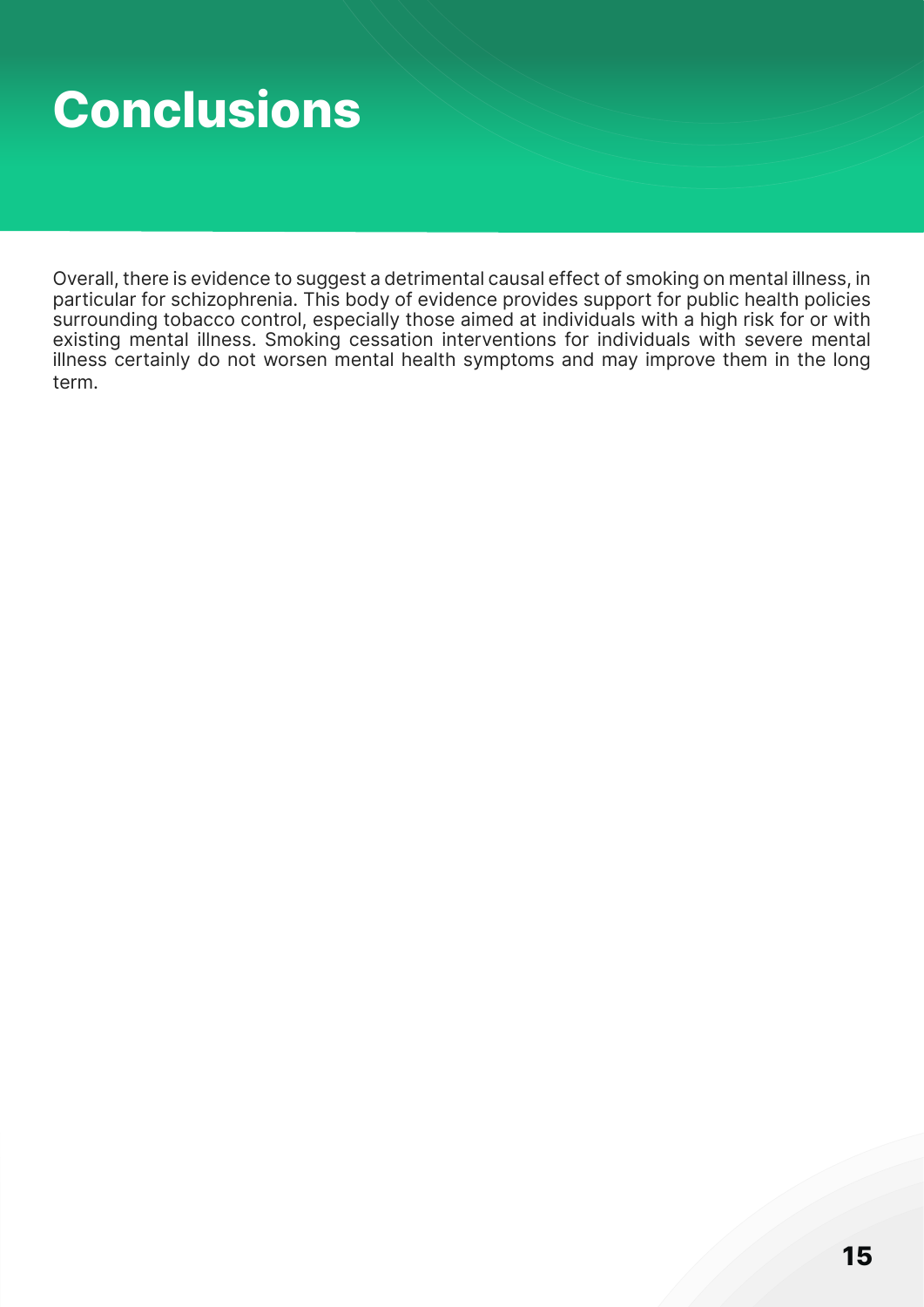# Conclusions

Overall, there is evidence to suggest a detrimental causal effect of smoking on mental illness, in particular for schizophrenia. This body of evidence provides support for public health policies surrounding tobacco control, especially those aimed at individuals with a high risk for or with existing mental illness. Smoking cessation interventions for individuals with severe mental illness certainly do not worsen mental health symptoms and may improve them in the long term.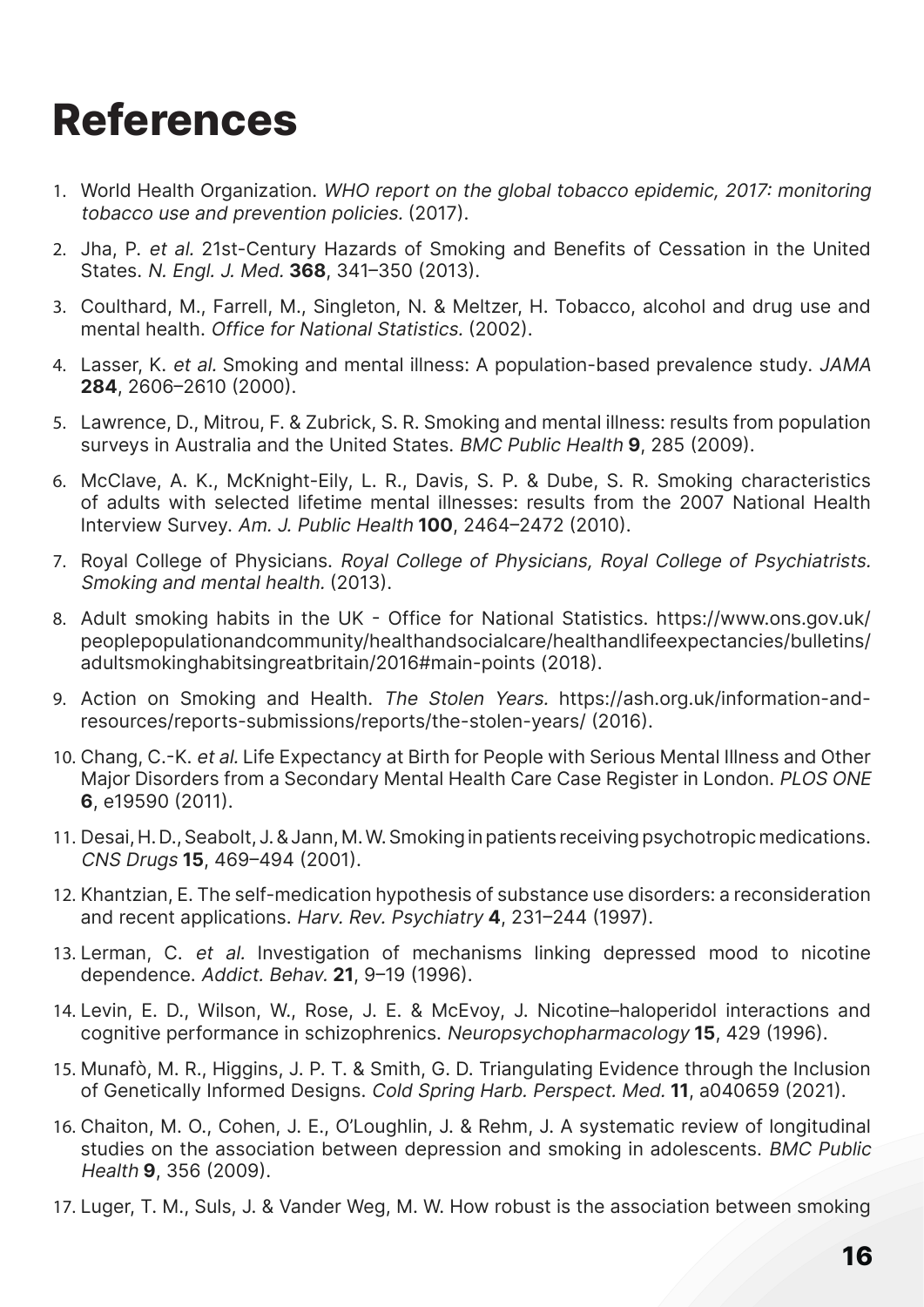# References

1. World Health Organization. *WHO report on the global tobacco epidemic, 2017: monitoring tobacco use and prevention policies.* (2017).
2. Jha, P. *et al.* 21st-Century Hazards of Smoking and Benefits of Cessation in the United States. *N. Engl. J. Med.* **368**, 341–350 (2013).
3. Coulthard, M., Farrell, M., Singleton, N. & Meltzer, H. Tobacco, alcohol and drug use and mental health. *Office for National Statistics.* (2002).
4. Lasser, K. *et al.* Smoking and mental illness: A population-based prevalence study. *JAMA* **284**, 2606–2610 (2000).
5. Lawrence, D., Mitrou, F. & Zubrick, S. R. Smoking and mental illness: results from population surveys in Australia and the United States. *BMC Public Health* **9**, 285 (2009).
6. McClave, A. K., McKnight-Eily, L. R., Davis, S. P. & Dube, S. R. Smoking characteristics of adults with selected lifetime mental illnesses: results from the 2007 National Health Interview Survey. *Am. J. Public Health* **100**, 2464–2472 (2010).
7. Royal College of Physicians. *Royal College of Physicians, Royal College of Psychiatrists. Smoking and mental health.* (2013).
8. Adult smoking habits in the UK - Office for National Statistics. https://www.ons.gov.uk/peoplepopulationandcommunity/healthandsocialcare/healthandlifeexpectancies/bulletins/adultsmokinghabitsingreatbritain/2016#main-points (2018).
9. Action on Smoking and Health. *The Stolen Years.* https://ash.org.uk/information-and-resources/reports-submissions/reports/the-stolen-years/ (2016).
10. Chang, C.-K. *et al.* Life Expectancy at Birth for People with Serious Mental Illness and Other Major Disorders from a Secondary Mental Health Care Case Register in London. *PLOS ONE* **6**, e19590 (2011).
11. Desai, H. D., Seabolt, J. & Jann, M. W. Smoking in patients receiving psychotropic medications. *CNS Drugs* **15**, 469–494 (2001).
12. Khantzian, E. The self-medication hypothesis of substance use disorders: a reconsideration and recent applications. *Harv. Rev. Psychiatry* **4**, 231–244 (1997).
13. Lerman, C. *et al.* Investigation of mechanisms linking depressed mood to nicotine dependence. *Addict. Behav.* **21**, 9–19 (1996).
14. Levin, E. D., Wilson, W., Rose, J. E. & McEvoy, J. Nicotine–haloperidol interactions and cognitive performance in schizophrenics. *Neuropsychopharmacology* **15**, 429 (1996).
15. Munafò, M. R., Higgins, J. P. T. & Smith, G. D. Triangulating Evidence through the Inclusion of Genetically Informed Designs. *Cold Spring Harb. Perspect. Med.* **11**, a040659 (2021).
16. Chaiton, M. O., Cohen, J. E., O'Loughlin, J. & Rehm, J. A systematic review of longitudinal studies on the association between depression and smoking in adolescents. *BMC Public Health* **9**, 356 (2009).
17. Luger, T. M., Suls, J. & Vander Weg, M. W. How robust is the association between smoking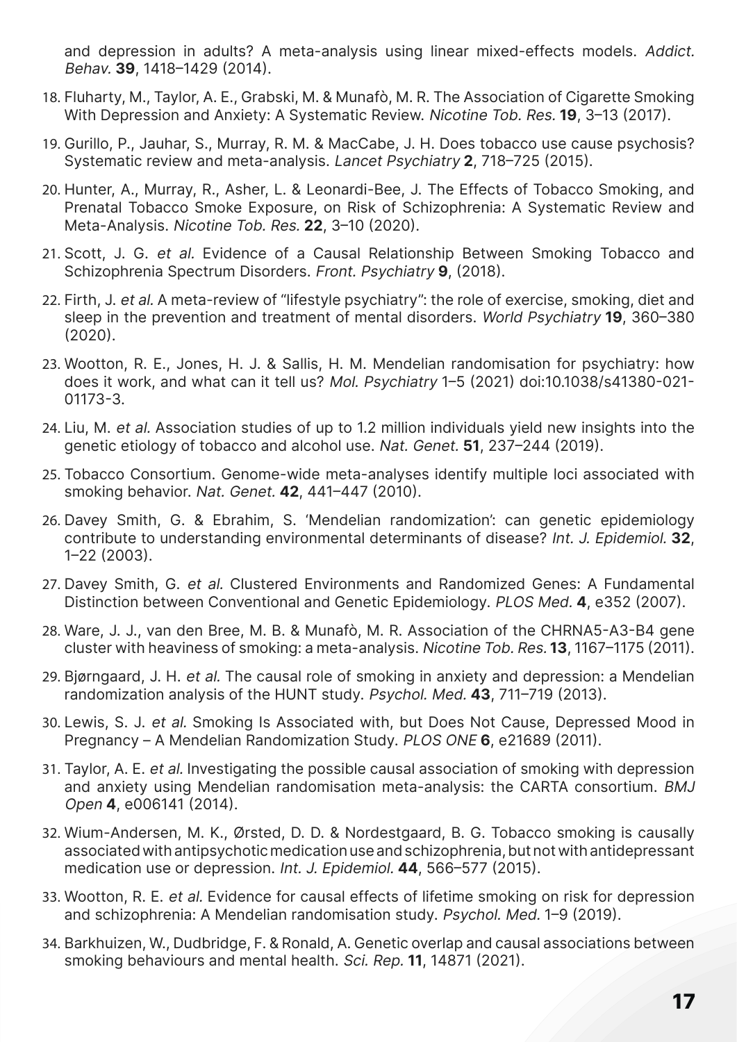and depression in adults? A meta-analysis using linear mixed-effects models. *Addict. Behav.* **39**, 1418–1429 (2014).

18. Fluharty, M., Taylor, A. E., Grabski, M. & Munafò, M. R. The Association of Cigarette Smoking With Depression and Anxiety: A Systematic Review. *Nicotine Tob. Res.* **19**, 3–13 (2017).
19. Gurillo, P., Jauhar, S., Murray, R. M. & MacCabe, J. H. Does tobacco use cause psychosis? Systematic review and meta-analysis. *Lancet Psychiatry* **2**, 718–725 (2015).
20. Hunter, A., Murray, R., Asher, L. & Leonardi-Bee, J. The Effects of Tobacco Smoking, and Prenatal Tobacco Smoke Exposure, on Risk of Schizophrenia: A Systematic Review and Meta-Analysis. *Nicotine Tob. Res.* **22**, 3–10 (2020).
21. Scott, J. G. *et al.* Evidence of a Causal Relationship Between Smoking Tobacco and Schizophrenia Spectrum Disorders. *Front. Psychiatry* **9**, (2018).
22. Firth, J. *et al.* A meta-review of "lifestyle psychiatry": the role of exercise, smoking, diet and sleep in the prevention and treatment of mental disorders. *World Psychiatry* **19**, 360–380 (2020).
23. Wootton, R. E., Jones, H. J. & Sallis, H. M. Mendelian randomisation for psychiatry: how does it work, and what can it tell us? *Mol. Psychiatry* 1–5 (2021) doi:10.1038/s41380-021-01173-3.
24. Liu, M. *et al.* Association studies of up to 1.2 million individuals yield new insights into the genetic etiology of tobacco and alcohol use. *Nat. Genet.* **51**, 237–244 (2019).
25. Tobacco Consortium. Genome-wide meta-analyses identify multiple loci associated with smoking behavior. *Nat. Genet.* **42**, 441–447 (2010).
26. Davey Smith, G. & Ebrahim, S. 'Mendelian randomization': can genetic epidemiology contribute to understanding environmental determinants of disease? *Int. J. Epidemiol.* **32**, 1–22 (2003).
27. Davey Smith, G. *et al.* Clustered Environments and Randomized Genes: A Fundamental Distinction between Conventional and Genetic Epidemiology. *PLOS Med.* **4**, e352 (2007).
28. Ware, J. J., van den Bree, M. B. & Munafò, M. R. Association of the CHRNA5-A3-B4 gene cluster with heaviness of smoking: a meta-analysis. *Nicotine Tob. Res.* **13**, 1167–1175 (2011).
29. Bjørngaard, J. H. *et al.* The causal role of smoking in anxiety and depression: a Mendelian randomization analysis of the HUNT study. *Psychol. Med.* **43**, 711–719 (2013).
30. Lewis, S. J. *et al.* Smoking Is Associated with, but Does Not Cause, Depressed Mood in Pregnancy – A Mendelian Randomization Study. *PLOS ONE* **6**, e21689 (2011).
31. Taylor, A. E. *et al.* Investigating the possible causal association of smoking with depression and anxiety using Mendelian randomisation meta-analysis: the CARTA consortium. *BMJ Open* **4**, e006141 (2014).
32. Wium-Andersen, M. K., Ørsted, D. D. & Nordestgaard, B. G. Tobacco smoking is causally associated with antipsychotic medication use and schizophrenia, but not with antidepressant medication use or depression. *Int. J. Epidemiol.* **44**, 566–577 (2015).
33. Wootton, R. E. *et al.* Evidence for causal effects of lifetime smoking on risk for depression and schizophrenia: A Mendelian randomisation study. *Psychol. Med.* 1–9 (2019).
34. Barkhuizen, W., Dudbridge, F. & Ronald, A. Genetic overlap and causal associations between smoking behaviours and mental health. *Sci. Rep.* **11**, 14871 (2021).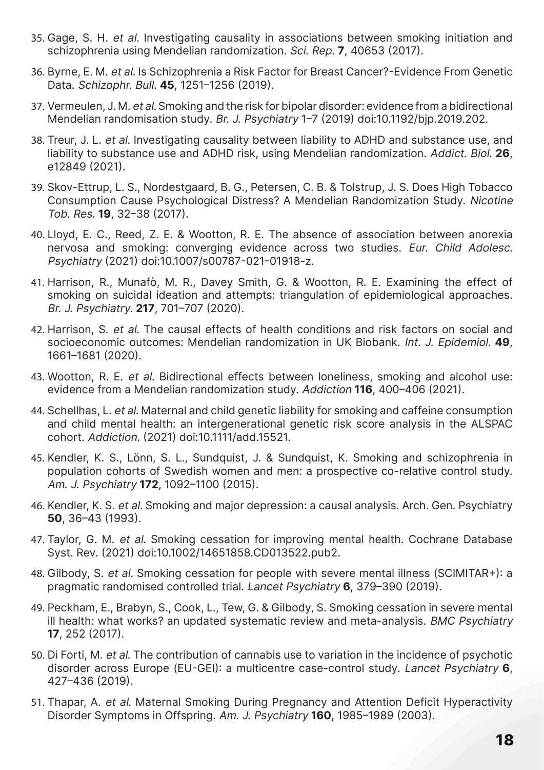35. Gage, S. H. *et al.* Investigating causality in associations between smoking initiation and schizophrenia using Mendelian randomization. *Sci. Rep.* **7**, 40653 (2017).
36. Byrne, E. M. *et al.* Is Schizophrenia a Risk Factor for Breast Cancer?-Evidence From Genetic Data. *Schizophr. Bull.* **45**, 1251–1256 (2019).
37. Vermeulen, J. M. *et al.* Smoking and the risk for bipolar disorder: evidence from a bidirectional Mendelian randomisation study. *Br. J. Psychiatry* 1–7 (2019) doi:10.1192/bjp.2019.202.
38. Treur, J. L. *et al.* Investigating causality between liability to ADHD and substance use, and liability to substance use and ADHD risk, using Mendelian randomization. *Addict. Biol.* **26**, e12849 (2021).
39. Skov-Ettrup, L. S., Nordestgaard, B. G., Petersen, C. B. & Tolstrup, J. S. Does High Tobacco Consumption Cause Psychological Distress? A Mendelian Randomization Study. *Nicotine Tob. Res.* **19**, 32–38 (2017).
40. Lloyd, E. C., Reed, Z. E. & Wootton, R. E. The absence of association between anorexia nervosa and smoking: converging evidence across two studies. *Eur. Child Adolesc. Psychiatry* (2021) doi:10.1007/s00787-021-01918-z.
41. Harrison, R., Munafò, M. R., Davey Smith, G. & Wootton, R. E. Examining the effect of smoking on suicidal ideation and attempts: triangulation of epidemiological approaches. *Br. J. Psychiatry.* **217**, 701–707 (2020).
42. Harrison, S. *et al.* The causal effects of health conditions and risk factors on social and socioeconomic outcomes: Mendelian randomization in UK Biobank. *Int. J. Epidemiol.* **49**, 1661–1681 (2020).
43. Wootton, R. E. *et al.* Bidirectional effects between loneliness, smoking and alcohol use: evidence from a Mendelian randomization study. *Addiction* **116**, 400–406 (2021).
44. Schellhas, L. *et al.* Maternal and child genetic liability for smoking and caffeine consumption and child mental health: an intergenerational genetic risk score analysis in the ALSPAC cohort. *Addiction.* (2021) doi:10.1111/add.15521.
45. Kendler, K. S., Lönn, S. L., Sundquist, J. & Sundquist, K. Smoking and schizophrenia in population cohorts of Swedish women and men: a prospective co-relative control study. *Am. J. Psychiatry* **172**, 1092–1100 (2015).
46. Kendler, K. S. *et al.* Smoking and major depression: a causal analysis. Arch. Gen. Psychiatry **50**, 36–43 (1993).
47. Taylor, G. M. *et al.* Smoking cessation for improving mental health. Cochrane Database Syst. Rev. (2021) doi:10.1002/14651858.CD013522.pub2.
48. Gilbody, S. *et al.* Smoking cessation for people with severe mental illness (SCIMITAR+): a pragmatic randomised controlled trial. *Lancet Psychiatry* **6**, 379–390 (2019).
49. Peckham, E., Brabyn, S., Cook, L., Tew, G. & Gilbody, S. Smoking cessation in severe mental ill health: what works? an updated systematic review and meta-analysis. *BMC Psychiatry* **17**, 252 (2017).
50. Di Forti, M. *et al.* The contribution of cannabis use to variation in the incidence of psychotic disorder across Europe (EU-GEI): a multicentre case-control study. *Lancet Psychiatry* **6**, 427–436 (2019).
51. Thapar, A. *et al.* Maternal Smoking During Pregnancy and Attention Deficit Hyperactivity Disorder Symptoms in Offspring. *Am. J. Psychiatry* **160**, 1985–1989 (2003).